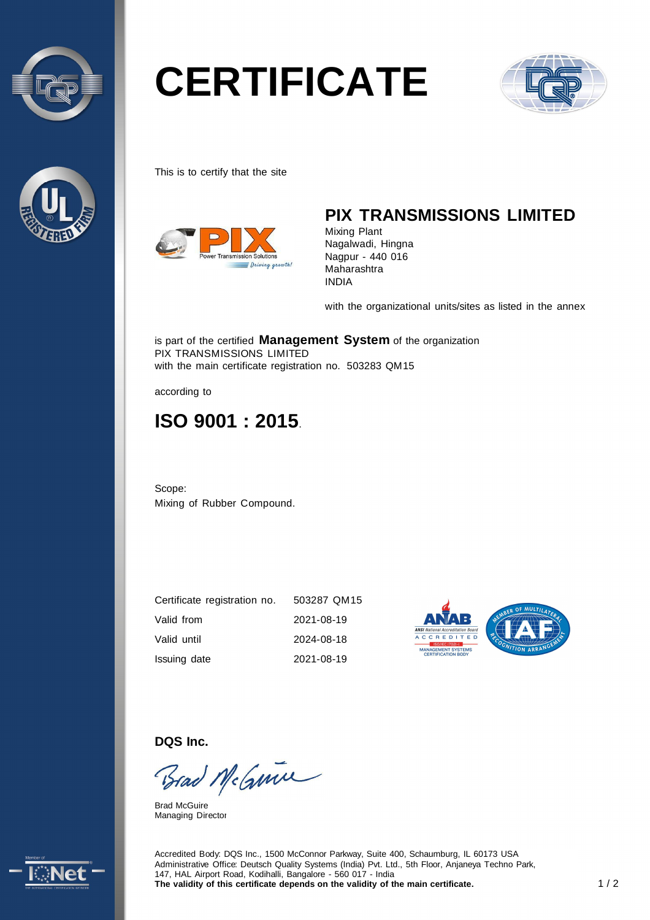# CERTIFICATE

This is to certify that the site

## PIX TRANSMISSIONS LIMITED

Mixing Plant
Nagalwadi, Hingna
Nagpur - 440 016
Maharashtra
INDIA

with the organizational units/sites as listed in the annex

is part of the certified **Management System** of the organization
PIX TRANSMISSIONS LIMITED
with the main certificate registration no. 503283 QM15

according to

## ISO 9001 : 2015.

Scope:
Mixing of Rubber Compound.

| | |
|---|---|
| Certificate registration no. | 503287 QM15 |
| Valid from | 2021-08-19 |
| Valid until | 2024-08-18 |
| Issuing date | 2021-08-19 |

**DQS Inc.**

Brad McGuire
Managing Director

Accredited Body: DQS Inc., 1500 McConnor Parkway, Suite 400, Schaumburg, IL 60173 USA
Administrative Office: Deutsch Quality Systems (India) Pvt. Ltd., 5th Floor, Anjaneya Techno Park, 147, HAL Airport Road, Kodihalli, Bangalore - 560 017 - India
**The validity of this certificate depends on the validity of the main certificate.**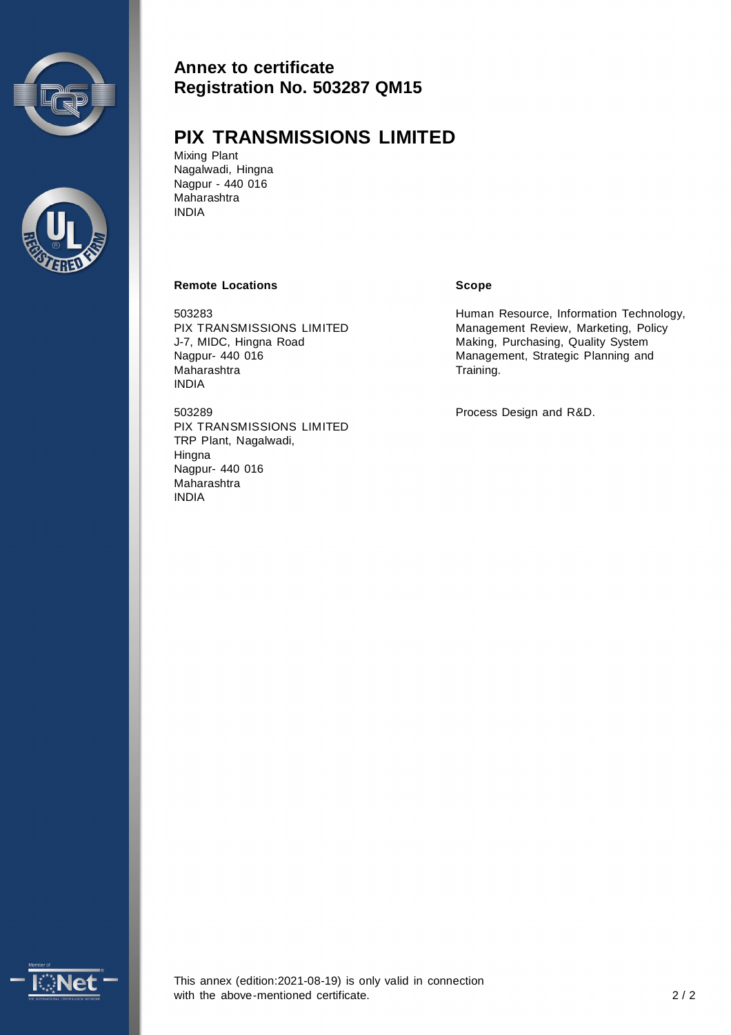# Annex to certificate
# Registration No. 503287 QM15

## PIX TRANSMISSIONS LIMITED

Mixing Plant
Nagalwadi, Hingna
Nagpur - 440 016
Maharashtra
INDIA

| Remote Locations | Scope |
| --- | --- |
| 503283<br>PIX TRANSMISSIONS LIMITED<br>J-7, MIDC, Hingna Road<br>Nagpur- 440 016<br>Maharashtra<br>INDIA | Human Resource, Information Technology, Management Review, Marketing, Policy Making, Purchasing, Quality System Management, Strategic Planning and Training. |
| 503289<br>PIX TRANSMISSIONS LIMITED<br>TRP Plant, Nagalwadi,<br>Hingna<br>Nagpur- 440 016<br>Maharashtra<br>INDIA | Process Design and R&D. |

This annex (edition:2021-08-19) is only valid in connection with the above-mentioned certificate.